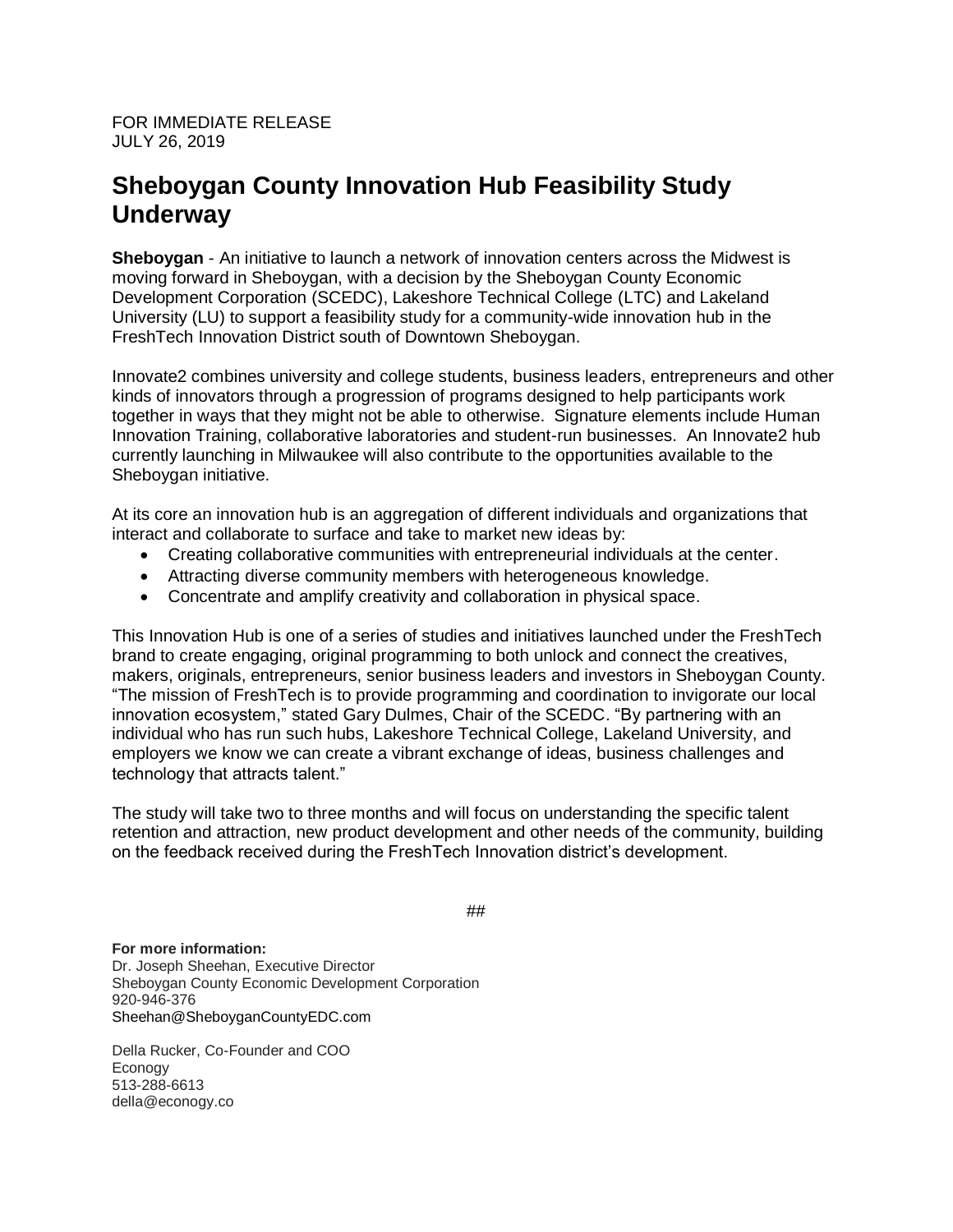FOR IMMEDIATE RELEASE
JULY 26, 2019

# Sheboygan County Innovation Hub Feasibility Study Underway

**Sheboygan** - An initiative to launch a network of innovation centers across the Midwest is moving forward in Sheboygan, with a decision by the Sheboygan County Economic Development Corporation (SCEDC), Lakeshore Technical College (LTC) and Lakeland University (LU) to support a feasibility study for a community-wide innovation hub in the FreshTech Innovation District south of Downtown Sheboygan.

Innovate2 combines university and college students, business leaders, entrepreneurs and other kinds of innovators through a progression of programs designed to help participants work together in ways that they might not be able to otherwise. Signature elements include Human Innovation Training, collaborative laboratories and student-run businesses. An Innovate2 hub currently launching in Milwaukee will also contribute to the opportunities available to the Sheboygan initiative.

At its core an innovation hub is an aggregation of different individuals and organizations that interact and collaborate to surface and take to market new ideas by:

- Creating collaborative communities with entrepreneurial individuals at the center.
- Attracting diverse community members with heterogeneous knowledge.
- Concentrate and amplify creativity and collaboration in physical space.

This Innovation Hub is one of a series of studies and initiatives launched under the FreshTech brand to create engaging, original programming to both unlock and connect the creatives, makers, originals, entrepreneurs, senior business leaders and investors in Sheboygan County. "The mission of FreshTech is to provide programming and coordination to invigorate our local innovation ecosystem," stated Gary Dulmes, Chair of the SCEDC. "By partnering with an individual who has run such hubs, Lakeshore Technical College, Lakeland University, and employers we know we can create a vibrant exchange of ideas, business challenges and technology that attracts talent."

The study will take two to three months and will focus on understanding the specific talent retention and attraction, new product development and other needs of the community, building on the feedback received during the FreshTech Innovation district's development.

##

**For more information:**
Dr. Joseph Sheehan, Executive Director
Sheboygan County Economic Development Corporation
920-946-376
Sheehan@SheboyganCountyEDC.com

Della Rucker, Co-Founder and COO
Econogy
513-288-6613
della@econogy.co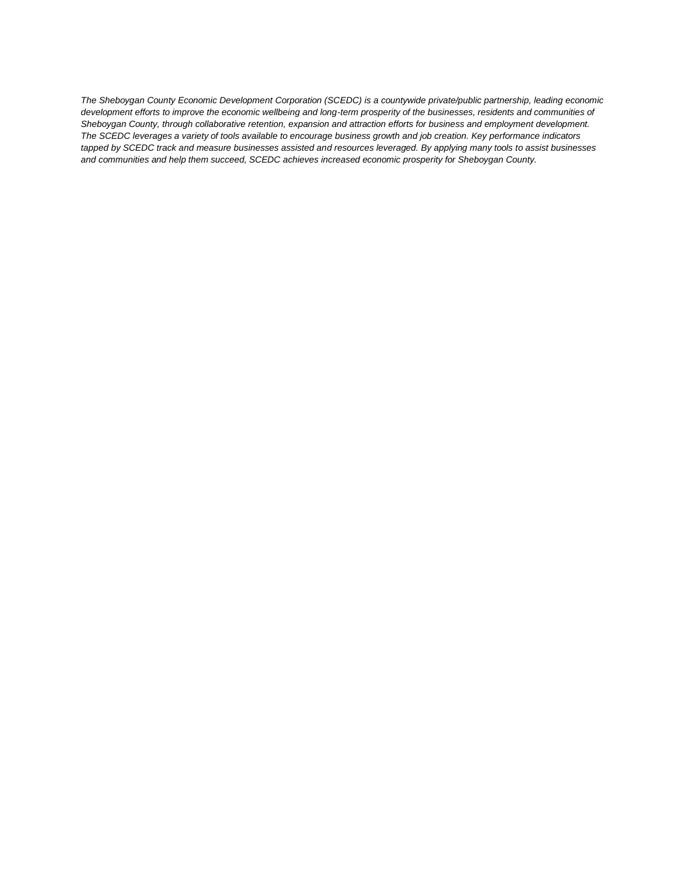*The Sheboygan County Economic Development Corporation (SCEDC) is a countywide private/public partnership, leading economic development efforts to improve the economic wellbeing and long-term prosperity of the businesses, residents and communities of Sheboygan County, through collaborative retention, expansion and attraction efforts for business and employment development. The SCEDC leverages a variety of tools available to encourage business growth and job creation. Key performance indicators tapped by SCEDC track and measure businesses assisted and resources leveraged. By applying many tools to assist businesses and communities and help them succeed, SCEDC achieves increased economic prosperity for Sheboygan County.*